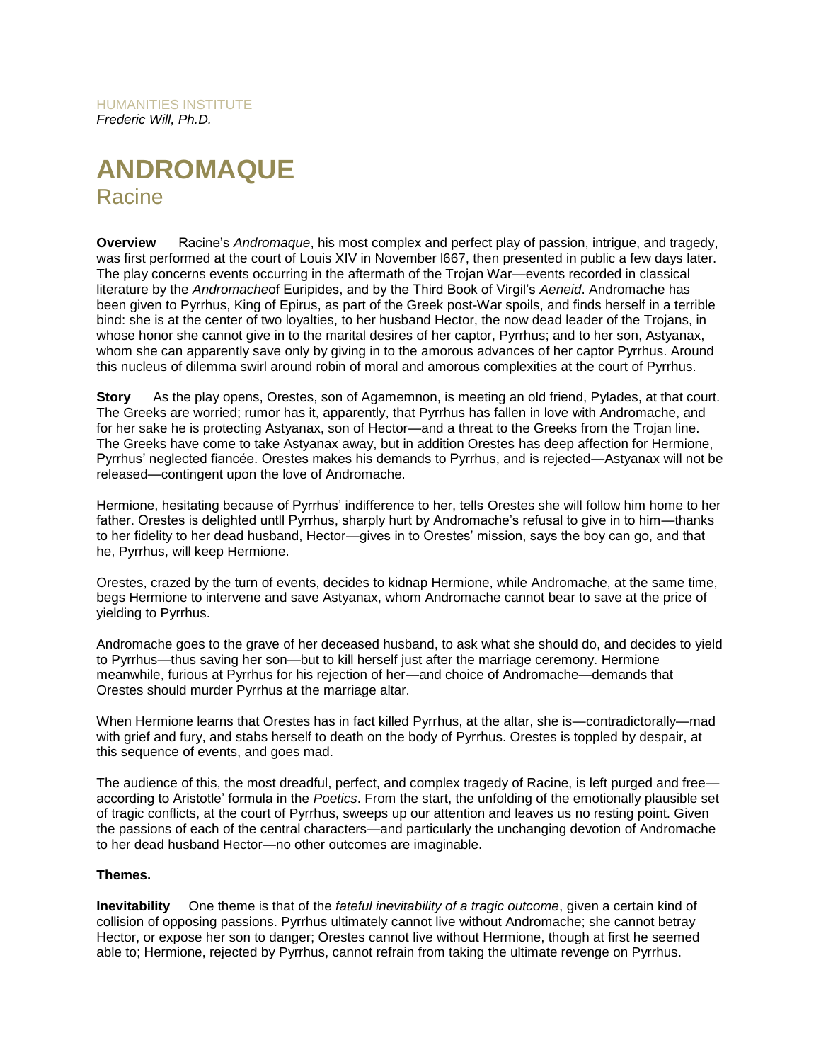HUMANITIES INSTITUTE
*Frederic Will, Ph.D.*

# ANDROMAQUE

## Racine

**Overview** Racine's *Andromaque*, his most complex and perfect play of passion, intrigue, and tragedy, was first performed at the court of Louis XIV in November l667, then presented in public a few days later. The play concerns events occurring in the aftermath of the Trojan War—events recorded in classical literature by the *Andromache*of Euripides, and by the Third Book of Virgil's *Aeneid*. Andromache has been given to Pyrrhus, King of Epirus, as part of the Greek post-War spoils, and finds herself in a terrible bind: she is at the center of two loyalties, to her husband Hector, the now dead leader of the Trojans, in whose honor she cannot give in to the marital desires of her captor, Pyrrhus; and to her son, Astyanax, whom she can apparently save only by giving in to the amorous advances of her captor Pyrrhus. Around this nucleus of dilemma swirl around robin of moral and amorous complexities at the court of Pyrrhus.

**Story** As the play opens, Orestes, son of Agamemnon, is meeting an old friend, Pylades, at that court. The Greeks are worried; rumor has it, apparently, that Pyrrhus has fallen in love with Andromache, and for her sake he is protecting Astyanax, son of Hector—and a threat to the Greeks from the Trojan line. The Greeks have come to take Astyanax away, but in addition Orestes has deep affection for Hermione, Pyrrhus' neglected fiancée. Orestes makes his demands to Pyrrhus, and is rejected—Astyanax will not be released—contingent upon the love of Andromache.

Hermione, hesitating because of Pyrrhus' indifference to her, tells Orestes she will follow him home to her father. Orestes is delighted untll Pyrrhus, sharply hurt by Andromache's refusal to give in to him—thanks to her fidelity to her dead husband, Hector—gives in to Orestes' mission, says the boy can go, and that he, Pyrrhus, will keep Hermione.

Orestes, crazed by the turn of events, decides to kidnap Hermione, while Andromache, at the same time, begs Hermione to intervene and save Astyanax, whom Andromache cannot bear to save at the price of yielding to Pyrrhus.

Andromache goes to the grave of her deceased husband, to ask what she should do, and decides to yield to Pyrrhus—thus saving her son—but to kill herself just after the marriage ceremony. Hermione meanwhile, furious at Pyrrhus for his rejection of her—and choice of Andromache—demands that Orestes should murder Pyrrhus at the marriage altar.

When Hermione learns that Orestes has in fact killed Pyrrhus, at the altar, she is—contradictorally—mad with grief and fury, and stabs herself to death on the body of Pyrrhus. Orestes is toppled by despair, at this sequence of events, and goes mad.

The audience of this, the most dreadful, perfect, and complex tragedy of Racine, is left purged and free—according to Aristotle' formula in the *Poetics*. From the start, the unfolding of the emotionally plausible set of tragic conflicts, at the court of Pyrrhus, sweeps up our attention and leaves us no resting point. Given the passions of each of the central characters—and particularly the unchanging devotion of Andromache to her dead husband Hector—no other outcomes are imaginable.

**Themes.**

**Inevitability** One theme is that of the *fateful inevitability of a tragic outcome*, given a certain kind of collision of opposing passions. Pyrrhus ultimately cannot live without Andromache; she cannot betray Hector, or expose her son to danger; Orestes cannot live without Hermione, though at first he seemed able to; Hermione, rejected by Pyrrhus, cannot refrain from taking the ultimate revenge on Pyrrhus.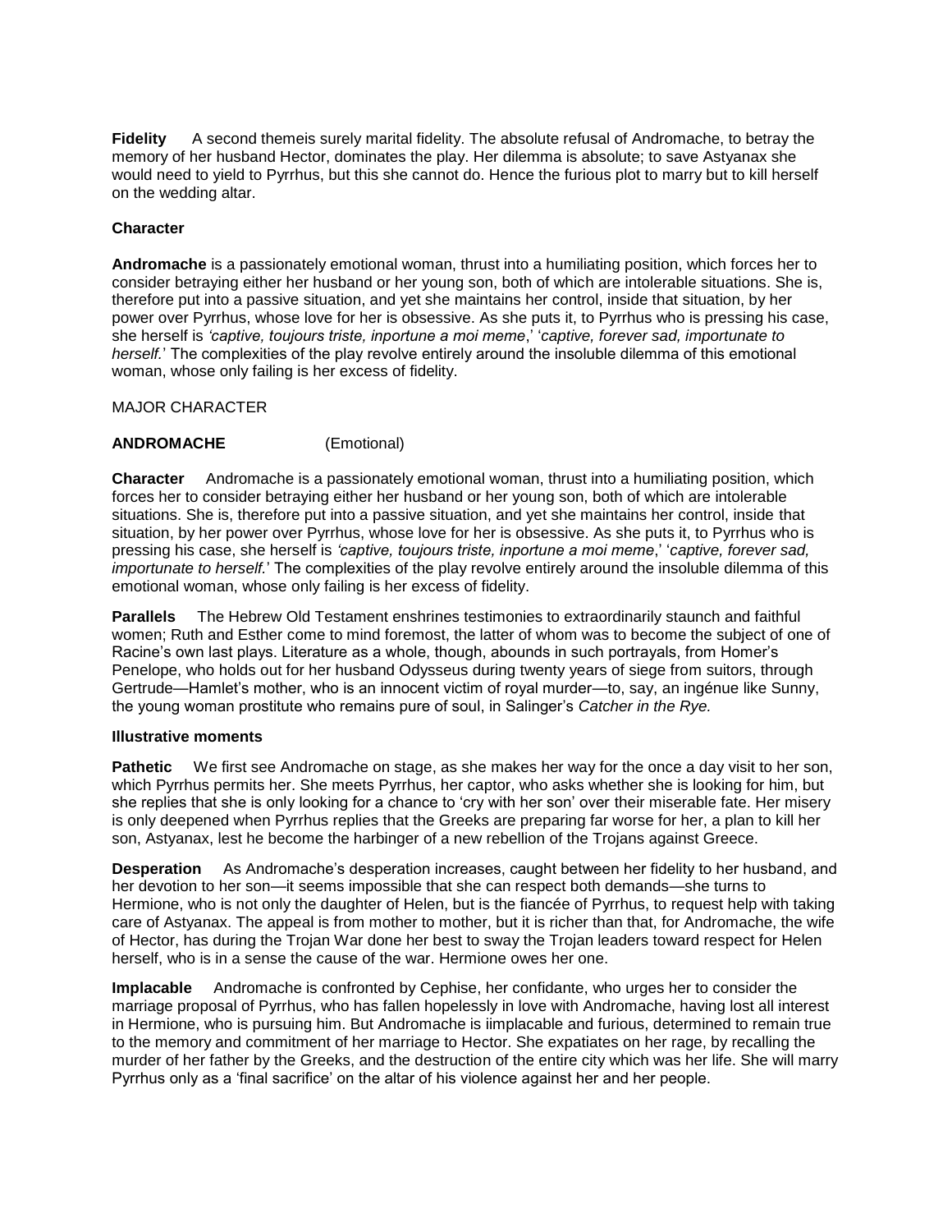**Fidelity** A second themeis surely marital fidelity. The absolute refusal of Andromache, to betray the memory of her husband Hector, dominates the play. Her dilemma is absolute; to save Astyanax she would need to yield to Pyrrhus, but this she cannot do. Hence the furious plot to marry but to kill herself on the wedding altar.

**Character**

**Andromache** is a passionately emotional woman, thrust into a humiliating position, which forces her to consider betraying either her husband or her young son, both of which are intolerable situations. She is, therefore put into a passive situation, and yet she maintains her control, inside that situation, by her power over Pyrrhus, whose love for her is obsessive. As she puts it, to Pyrrhus who is pressing his case, she herself is *'captive, toujours triste, inportune a moi meme*,' '*captive, forever sad, importunate to herself.*' The complexities of the play revolve entirely around the insoluble dilemma of this emotional woman, whose only failing is her excess of fidelity.

MAJOR CHARACTER

**ANDROMACHE** (Emotional)

**Character** Andromache is a passionately emotional woman, thrust into a humiliating position, which forces her to consider betraying either her husband or her young son, both of which are intolerable situations. She is, therefore put into a passive situation, and yet she maintains her control, inside that situation, by her power over Pyrrhus, whose love for her is obsessive. As she puts it, to Pyrrhus who is pressing his case, she herself is *'captive, toujours triste, inportune a moi meme*,' '*captive, forever sad, importunate to herself.*' The complexities of the play revolve entirely around the insoluble dilemma of this emotional woman, whose only failing is her excess of fidelity.

**Parallels** The Hebrew Old Testament enshrines testimonies to extraordinarily staunch and faithful women; Ruth and Esther come to mind foremost, the latter of whom was to become the subject of one of Racine's own last plays. Literature as a whole, though, abounds in such portrayals, from Homer's Penelope, who holds out for her husband Odysseus during twenty years of siege from suitors, through Gertrude—Hamlet's mother, who is an innocent victim of royal murder—to, say, an ingénue like Sunny, the young woman prostitute who remains pure of soul, in Salinger's *Catcher in the Rye.*

**Illustrative moments**

**Pathetic** We first see Andromache on stage, as she makes her way for the once a day visit to her son, which Pyrrhus permits her. She meets Pyrrhus, her captor, who asks whether she is looking for him, but she replies that she is only looking for a chance to 'cry with her son' over their miserable fate. Her misery is only deepened when Pyrrhus replies that the Greeks are preparing far worse for her, a plan to kill her son, Astyanax, lest he become the harbinger of a new rebellion of the Trojans against Greece.

**Desperation** As Andromache's desperation increases, caught between her fidelity to her husband, and her devotion to her son—it seems impossible that she can respect both demands—she turns to Hermione, who is not only the daughter of Helen, but is the fiancée of Pyrrhus, to request help with taking care of Astyanax. The appeal is from mother to mother, but it is richer than that, for Andromache, the wife of Hector, has during the Trojan War done her best to sway the Trojan leaders toward respect for Helen herself, who is in a sense the cause of the war. Hermione owes her one.

**Implacable** Andromache is confronted by Cephise, her confidante, who urges her to consider the marriage proposal of Pyrrhus, who has fallen hopelessly in love with Andromache, having lost all interest in Hermione, who is pursuing him. But Andromache is iimplacable and furious, determined to remain true to the memory and commitment of her marriage to Hector. She expatiates on her rage, by recalling the murder of her father by the Greeks, and the destruction of the entire city which was her life. She will marry Pyrrhus only as a 'final sacrifice' on the altar of his violence against her and her people.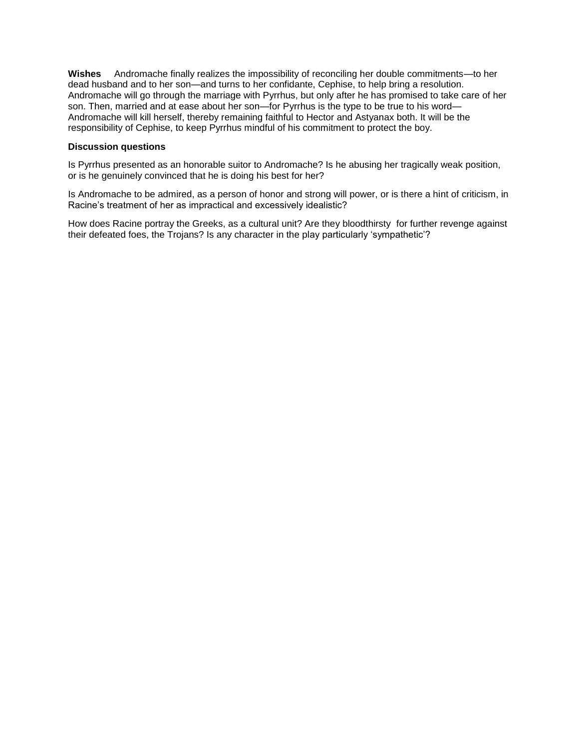**Wishes** Andromache finally realizes the impossibility of reconciling her double commitments—to her dead husband and to her son—and turns to her confidante, Cephise, to help bring a resolution. Andromache will go through the marriage with Pyrrhus, but only after he has promised to take care of her son. Then, married and at ease about her son—for Pyrrhus is the type to be true to his word—Andromache will kill herself, thereby remaining faithful to Hector and Astyanax both. It will be the responsibility of Cephise, to keep Pyrrhus mindful of his commitment to protect the boy.

**Discussion questions**

Is Pyrrhus presented as an honorable suitor to Andromache? Is he abusing her tragically weak position, or is he genuinely convinced that he is doing his best for her?

Is Andromache to be admired, as a person of honor and strong will power, or is there a hint of criticism, in Racine's treatment of her as impractical and excessively idealistic?

How does Racine portray the Greeks, as a cultural unit? Are they bloodthirsty for further revenge against their defeated foes, the Trojans? Is any character in the play particularly 'sympathetic'?